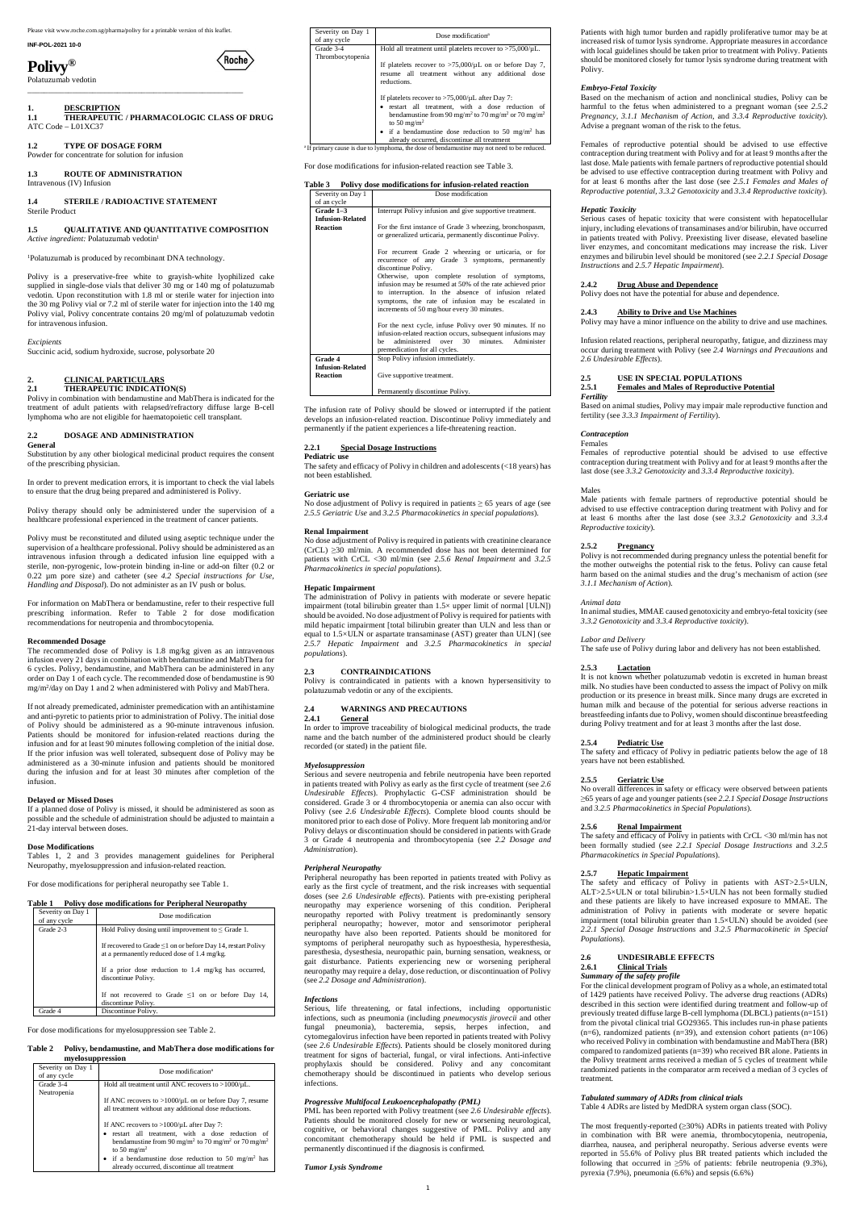Please visit www.roche.com.sg/pharma/polivy for a printable version of this leaflet.

**INF-POL-2021 10-0**

# Polivy®

Polatuzumab vedotin

## 1. DESCRIPTION

### 1.1 THERAPEUTIC / PHARMACOLOGIC CLASS OF DRUG

ATC Code – L01XC37

### 1.2 TYPE OF DOSAGE FORM

Powder for concentrate for solution for infusion

### 1.3 ROUTE OF ADMINISTRATION

Intravenous (IV) Infusion

### 1.4 STERILE / RADIOACTIVE STATEMENT

Sterile Product

### 1.5 QUALITATIVE AND QUANTITATIVE COMPOSITION

*Active ingredient:* Polatuzumab vedotin[1]

[1]Polatuzumab is produced by recombinant DNA technology.

Polivy is a preservative-free white to grayish-white lyophilized cake supplied in single-dose vials that deliver 30 mg or 140 mg of polatuzumab vedotin. Upon reconstitution with 1.8 ml or sterile water for injection into the 30 mg Polivy vial or 7.2 ml of sterile water for injection into the 140 mg Polivy vial, Polivy concentrate contains 20 mg/ml of polatuzumab vedotin for intravenous infusion.

*Excipients*

Succinic acid, sodium hydroxide, sucrose, polysorbate 20

## 2. CLINICAL PARTICULARS

### 2.1 THERAPEUTIC INDICATION(S)

Polivy in combination with bendamustine and MabThera is indicated for the treatment of adult patients with relapsed/refractory diffuse large B-cell lymphoma who are not eligible for haematopoietic cell transplant.

### 2.2 DOSAGE AND ADMINISTRATION

**General**

Substitution by any other biological medicinal product requires the consent of the prescribing physician.

In order to prevent medication errors, it is important to check the vial labels to ensure that the drug being prepared and administered is Polivy.

Polivy therapy should only be administered under the supervision of a healthcare professional experienced in the treatment of cancer patients.

Polivy must be reconstituted and diluted using aseptic technique under the supervision of a healthcare professional. Polivy should be administered as an intravenous infusion through a dedicated infusion line equipped with a sterile, non-pyrogenic, low-protein binding in-line or add-on filter (0.2 or 0.22 µm pore size) and catheter (see *4.2 Special instructions for Use, Handling and Disposal*). Do not administer as an IV push or bolus.

For information on MabThera or bendamustine, refer to their respective full prescribing information. Refer to Table 2 for dose modification recommendations for neutropenia and thrombocytopenia.

**Recommended Dosage**

The recommended dose of Polivy is 1.8 mg/kg given as an intravenous infusion every 21 days in combination with bendamustine and MabThera for 6 cycles. Polivy, bendamustine, and MabThera can be administered in any order on Day 1 of each cycle. The recommended dose of bendamustine is 90 mg/m²/day on Day 1 and 2 when administered with Polivy and MabThera.

If not already premedicated, administer premedication with an antihistamine and anti-pyretic to patients prior to administration of Polivy. The initial dose of Polivy should be administered as a 90-minute intravenous infusion. Patients should be monitored for infusion-related reactions during the infusion and for at least 90 minutes following completion of the initial dose. If the prior infusion was well tolerated, subsequent dose of Polivy may be administered as a 30-minute infusion and patients should be monitored during the infusion and for at least 30 minutes after completion of the infusion.

**Delayed or Missed Doses**

If a planned dose of Polivy is missed, it should be administered as soon as possible and the schedule of administration should be adjusted to maintain a 21-day interval between doses.

**Dose Modifications**

Tables 1, 2 and 3 provides management guidelines for Peripheral Neuropathy, myelosuppression and infusion-related reaction.

For dose modifications for peripheral neuropathy see Table 1.

**Table 1 Polivy dose modifications for Peripheral Neuropathy**

| Severity on Day 1 of any cycle | Dose modification |
|---|---|
| Grade 2-3 | Hold Polivy dosing until improvement to ≤ Grade 1.<br><br>If recovered to Grade ≤1 on or before Day 14, restart Polivy at a permanently reduced dose of 1.4 mg/kg.<br><br>If a prior dose reduction to 1.4 mg/kg has occurred, discontinue Polivy.<br><br>If not recovered to Grade ≤1 on or before Day 14, discontinue Polivy. |
| Grade 4 | Discontinue Polivy. |

For dose modifications for myelosuppression see Table 2.

**Table 2 Polivy, bendamustine, and MabThera dose modifications for myelosuppression**

| Severity on Day 1 of any cycle | Dose modification[a] |
|---|---|
| Grade 3-4 Neutropenia | Hold all treatment until ANC recovers to >1000/µL.<br><br>If ANC recovers to >1000/µL on or before Day 7, resume all treatment without any additional dose reductions.<br><br>If ANC recovers to >1000/µL after Day 7:<br>• restart all treatment, with a dose reduction of bendamustine from 90 mg/m² to 70 mg/m² or 70 mg/m² to 50 mg/m²<br>• if a bendamustine dose reduction to 50 mg/m² has already occurred, discontinue all treatment |
| Grade 3-4 Thrombocytopenia | Hold all treatment until platelets recover to >75,000/µL.<br><br>If platelets recover to >75,000/µL on or before Day 7, resume all treatment without any additional dose reductions.<br><br>If platelets recover to >75,000/µL after Day 7:<br>• restart all treatment, with a dose reduction of bendamustine from 90 mg/m² to 70 mg/m² or 70 mg/m² to 50 mg/m²<br>• if a bendamustine dose reduction to 50 mg/m² has already occurred, discontinue all treatment |

[a] If primary cause is due to lymphoma, the dose of bendamustine may not need to be reduced.

For dose modifications for infusion-related reaction see Table 3.

**Table 3 Polivy dose modifications for infusion-related reaction**

| Severity on Day 1 of an cycle | Dose modification |
|---|---|
| **Grade 1–3 Infusion-Related Reaction** | Interrupt Polivy infusion and give supportive treatment.<br><br>For the first instance of Grade 3 wheezing, bronchospasm, or generalized urticaria, permanently discontinue Polivy.<br><br>For recurrent Grade 2 wheezing or urticaria, or for recurrence of any Grade 3 symptoms, permanently discontinue Polivy.<br>Otherwise, upon complete resolution of symptoms, infusion may be resumed at 50% of the rate achieved prior to interruption. In the absence of infusion related symptoms, the rate of infusion may be escalated in increments of 50 mg/hour every 30 minutes.<br><br>For the next cycle, infuse Polivy over 90 minutes. If no infusion-related reaction occurs, subsequent infusions may be administered over 30 minutes. Administer premedication for all cycles. |
| **Grade 4 Infusion-Related Reaction** | Stop Polivy infusion immediately.<br><br>Give supportive treatment.<br><br>Permanently discontinue Polivy. |

The infusion rate of Polivy should be slowed or interrupted if the patient develops an infusion-related reaction. Discontinue Polivy immediately and permanently if the patient experiences a life-threatening reaction.

#### 2.2.1 Special Dosage Instructions

**Pediatric use**

The safety and efficacy of Polivy in children and adolescents (<18 years) has not been established.

**Geriatric use**

No dose adjustment of Polivy is required in patients ≥ 65 years of age (see *2.5.5 Geriatric Use* and *3.2.5 Pharmacokinetics in special populations*).

**Renal Impairment**

No dose adjustment of Polivy is required in patients with creatinine clearance (CrCL) ≥30 ml/min. A recommended dose has not been determined for patients with CrCL <30 ml/min (see *2.5.6 Renal Impairment* and *3.2.5 Pharmacokinetics in special populations*).

**Hepatic Impairment**

The administration of Polivy in patients with moderate or severe hepatic impairment (total bilirubin greater than 1.5× upper limit of normal [ULN]) should be avoided. No dose adjustment of Polivy is required for patients with mild hepatic impairment [total bilirubin greater than ULN and less than or equal to 1.5×ULN or aspartate transaminase (AST) greater than ULN] (see *2.5.7 Hepatic Impairment* and *3.2.5 Pharmacokinetics in special populations*).

### 2.3 CONTRAINDICATIONS

Polivy is contraindicated in patients with a known hypersensitivity to polatuzumab vedotin or any of the excipients.

### 2.4 WARNINGS AND PRECAUTIONS

#### 2.4.1 General

In order to improve traceability of biological medicinal products, the trade name and the batch number of the administered product should be clearly recorded (or stated) in the patient file.

*Myelosuppression*

Serious and severe neutropenia and febrile neutropenia have been reported in patients treated with Polivy as early as the first cycle of treatment (see *2.6 Undesirable Effects*). Prophylactic G-CSF administration should be considered. Grade 3 or 4 thrombocytopenia or anemia can also occur with Polivy (see *2.6 Undesirable Effects*). Complete blood counts should be monitored prior to each dose of Polivy. More frequent lab monitoring and/or Polivy delays or discontinuation should be considered in patients with Grade 3 or Grade 4 neutropenia and thrombocytopenia (see *2.2 Dosage and Administration*).

*Peripheral Neuropathy*

Peripheral neuropathy has been reported in patients treated with Polivy as early as the first cycle of treatment, and the risk increases with sequential doses (see *2.6 Undesirable effects*). Patients with pre-existing peripheral neuropathy may experience worsening of this condition. Peripheral neuropathy reported with Polivy treatment is predominantly sensory peripheral neuropathy; however, motor and sensorimotor peripheral neuropathy have also been reported. Patients should be monitored for symptoms of peripheral neuropathy such as hypoesthesia, hyperesthesia, paresthesia, dysesthesia, neuropathic pain, burning sensation, weakness, or gait disturbance. Patients experiencing new or worsening peripheral neuropathy may require a delay, dose reduction, or discontinuation of Polivy (see *2.2 Dosage and Administration*).

*Infections*

Serious, life threatening, or fatal infections, including opportunistic infections, such as pneumonia (including *pneumocystis jirovecii* and other fungal pneumonia), bacteremia, sepsis, herpes infection, and cytomegalovirus infection have been reported in patients treated with Polivy (see *2.6 Undesirable Effects*). Patients should be closely monitored during treatment for signs of bacterial, fungal, or viral infections. Anti-infective prophylaxis should be considered. Polivy and any concomitant chemotherapy should be discontinued in patients who develop serious infections.

*Progressive Multifocal Leukoencephalopathy (PML)*

PML has been reported with Polivy treatment (see *2.6 Undesirable effects*). Patients should be monitored closely for new or worsening neurological, cognitive, or behavioral changes suggestive of PML. Polivy and any concomitant chemotherapy should be held if PML is suspected and permanently discontinued if the diagnosis is confirmed.

*Tumor Lysis Syndrome*

Patients with high tumor burden and rapidly proliferative tumor may be at increased risk of tumor lysis syndrome. Appropriate measures in accordance with local guidelines should be taken prior to treatment with Polivy. Patients should be monitored closely for tumor lysis syndrome during treatment with Polivy.

*Embryo-Fetal Toxicity*

Based on the mechanism of action and nonclinical studies, Polivy can be harmful to the fetus when administered to a pregnant woman (see *2.5.2 Pregnancy*, *3.1.1 Mechanism of Action*, and *3.3.4 Reproductive toxicity*). Advise a pregnant woman of the risk to the fetus.

Females of reproductive potential should be advised to use effective contraception during treatment with Polivy and for at least 9 months after the last dose. Male patients with female partners of reproductive potential should be advised to use effective contraception during treatment with Polivy and for at least 6 months after the last dose (see *2.5.1 Females and Males of Reproductive potential*, *3.3.2 Genotoxicity* and *3.3.4 Reproductive toxicity*).

*Hepatic Toxicity*

Serious cases of hepatic toxicity that were consistent with hepatocellular injury, including elevations of transaminases and/or bilirubin, have occurred in patients treated with Polivy. Preexisting liver disease, elevated baseline liver enzymes, and concomitant medications may increase the risk. Liver enzymes and bilirubin level should be monitored (see *2.2.1 Special Dosage Instructions* and *2.5.7 Hepatic Impairment*).

#### 2.4.2 Drug Abuse and Dependence

Polivy does not have the potential for abuse and dependence.

#### 2.4.3 Ability to Drive and Use Machines

Polivy may have a minor influence on the ability to drive and use machines.

Infusion related reactions, peripheral neuropathy, fatigue, and dizziness may occur during treatment with Polivy (see *2.4 Warnings and Precautions* and *2.6 Undesirable Effects*).

### 2.5 USE IN SPECIAL POPULATIONS

#### 2.5.1 Females and Males of Reproductive Potential

*Fertility*

Based on animal studies, Polivy may impair male reproductive function and fertility (see *3.3.3 Impairment of Fertility*).

*Contraception*

Females

Females of reproductive potential should be advised to use effective contraception during treatment with Polivy and for at least 9 months after the last dose (see *3.3.2 Genotoxicity* and *3.3.4 Reproductive toxicity*).

Males

Male patients with female partners of reproductive potential should be advised to use effective contraception during treatment with Polivy and for at least 6 months after the last dose (see *3.3.2 Genotoxicity* and *3.3.4 Reproductive toxicity*).

#### 2.5.2 Pregnancy

Polivy is not recommended during pregnancy unless the potential benefit for the mother outweighs the potential risk to the fetus. Polivy can cause fetal harm based on the animal studies and the drug's mechanism of action (*see 3.1.1 Mechanism of Action*).

*Animal data*

In animal studies, MMAE caused genotoxicity and embryo-fetal toxicity (see *3.3.2 Genotoxicity* and *3.3.4 Reproductive toxicity*).

*Labor and Delivery*

The safe use of Polivy during labor and delivery has not been established.

#### 2.5.3 Lactation

It is not known whether polatuzumab vedotin is excreted in human breast milk. No studies have been conducted to assess the impact of Polivy on milk production or its presence in breast milk. Since many drugs are excreted in human milk and because of the potential for serious adverse reactions in breastfeeding infants due to Polivy, women should discontinue breastfeeding during Polivy treatment and for at least 3 months after the last dose.

#### 2.5.4 Pediatric Use

The safety and efficacy of Polivy in pediatric patients below the age of 18 years have not been established.

#### 2.5.5 Geriatric Use

No overall differences in safety or efficacy were observed between patients ≥65 years of age and younger patients (see *2.2.1 Special Dosage Instructions* and *3.2.5 Pharmacokinetics in Special Populations*).

#### 2.5.6 Renal Impairment

The safety and efficacy of Polivy in patients with CrCL <30 ml/min has not been formally studied (see *2.2.1 Special Dosage Instructions* and *3.2.5 Pharmacokinetics in Special Populations*).

#### 2.5.7 Hepatic Impairment

The safety and efficacy of Polivy in patients with AST>2.5×ULN, ALT>2.5×ULN or total bilirubin>1.5×ULN has not been formally studied and these patients are likely to have increased exposure to MMAE. The administration of Polivy in patients with moderate or severe hepatic impairment (total bilirubin greater than 1.5×ULN) should be avoided (see *2.2.1 Special Dosage Instructions* and *3.2.5 Pharmacokinetic in Special Populations*).

### 2.6 UNDESIRABLE EFFECTS

#### 2.6.1 Clinical Trials

*Summary of the safety profile*

For the clinical development program of Polivy as a whole, an estimated total of 1429 patients have received Polivy. The adverse drug reactions (ADRs) described in this section were identified during treatment and follow-up of previously treated diffuse large B-cell lymphoma (DLBCL) patients (n=151) from the pivotal clinical trial GO29365. This includes run-in phase patients (n=6), randomized patients (n=39), and extension cohort patients (n=106) who received Polivy in combination with bendamustine and MabThera (BR) compared to randomized patients (n=39) who received BR alone. Patients in the Polivy treatment arms received a median of 5 cycles of treatment while randomized patients in the comparator arm received a median of 3 cycles of treatment.

*Tabulated summary of ADRs from clinical trials*

Table 4 ADRs are listed by MedDRA system organ class (SOC).

The most frequently-reported (≥30%) ADRs in patients treated with Polivy in combination with BR were anemia, thrombocytopenia, neutropenia, diarrhea, nausea, and peripheral neuropathy. Serious adverse events were reported in 55.6% of Polivy plus BR treated patients which included the following that occurred in ≥5% of patients: febrile neutropenia (9.3%), pyrexia (7.9%), pneumonia (6.6%) and sepsis (6.6%)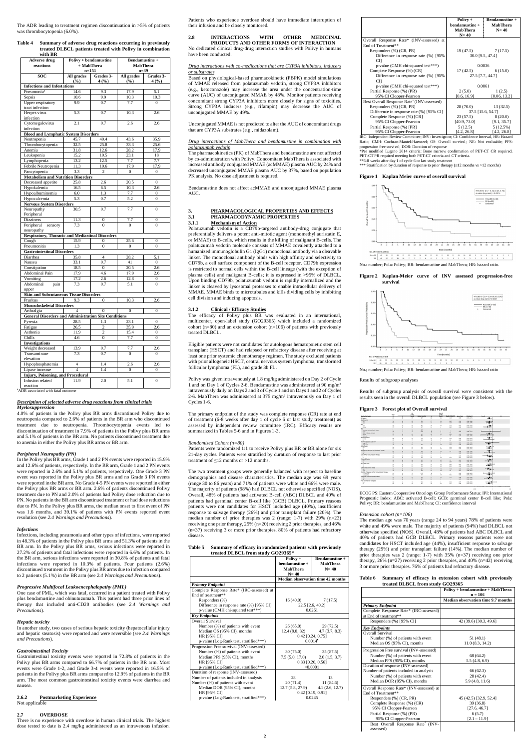The ADR leading to treatment regimen discontinuation in >5% of patients was thrombocytopenia (6.0%).

**Table 4 Summary of adverse drug reactions occurring in previously treated DLBCL patients treated with Polivy in combination with BR**

| Adverse drug reactions | Polivy + bendamustine + MabThera n=151 | | Bendamustine + MabThera n=39 | |
|---|---|---|---|---|
| SOC | All grades (%) | Grades 3-4 (%) | All grades (%) | Grades 3-4 (%) |
| **Infections and Infestations** | | | | |
| Pneumonia[a] | 14.6 | 9.3 | 17.9 | 5.1 |
| Sepsis | 10.6 | 9.9 | 10.3 | 10.3 |
| Upper respiratory tract infection | 9.9 | 0.7 | 7.7 | 0 |
| Herpes virus infection | 5.3 | 0.7 | 10.3 | 2.6 |
| Cytomegalovirus infection | 2.1 | 0.7 | 2.6 | 2.6 |
| **Blood and Lymphatic System Disorders** | | | | |
| Neutropenia | 45.7 | 40.4 | 43.6 | 35.9 |
| Thrombocytopenia | 32.5 | 25.8 | 33.3 | 25.6 |
| Anemia | 31.8 | 12.6 | 28.2 | 17.9 |
| Leukopenia | 15.2 | 10.5 | 23.1 | 18 |
| Lymphopenia | 13.2 | 12.5 | 7.7 | 7.7 |
| Febrile Neutropenia | 11.3 | 10.6 | 17.9 | 17.9 |
| Pancytopenia | 3.3 | 2 | 0 | 0 |
| **Metabolism and Nutrition Disorders** | | | | |
| Decreased appetite | 25.8 | 2.6 | 20.5 | 0 |
| Hypokalemia | 16.5 | 6.5 | 10.3 | 2.6 |
| Hypoalbuminemia | 6.0 | 1.3 | 7.7 | 0 |
| Hypocalcemia | 5.3 | 0.7 | 5.2 | 0 |
| **Nervous System Disorders** | | | | |
| Neuropathy Peripheral | 30.5 | 0.7 | 7.7 | 0 |
| Dizziness | 11.3 | 0 | 7.7 | 0 |
| Peripheral sensory neuropathy | 7.3 | 0 | 0 | 0 |
| **Respiratory, Thoracic and Mediastinal Disorders** | | | | |
| Cough | 15.9 | 0 | 25.6 | 0 |
| Pneumonitis | 1.3 | 0 | 0 | 0 |
| **Gastrointestinal Disorders** | | | | |
| Diarrhea | 35.8 | 4 | 28.2 | 5.1 |
| Nausea | 33.1 | 0.7 | 41 | 0 |
| Constipation | 18.5 | 0 | 20.5 | 2.6 |
| Abdominal Pain | 17.9 | 4.6 | 17.9 | 2.6 |
| Vomiting | 17.2 | 2.6 | 12.8 | 0 |
| Abdominal pain upper | 7.3 | 0.7 | 5.1 | 0 |
| **Skin and Subcutaneous Tissue Disorders** | | | | |
| Pruritus | 9.3 | 0 | 10.3 | 2.6 |
| **Musculoskeletal Disorders** | | | | |
| Arthralgia | 4 | 0 | 0 | 0 |
| **General Disorders and Administration Site Conditions** | | | | |
| Pyrexia | 28.5 | 1.3 | 23.1 | 0 |
| Fatigue | 26.5 | 2 | 35.9 | 2.6 |
| Asthenia | 11.9 | 2 | 15.4 | 0 |
| Chills | 4.6 | 0 | 7.7 | 0 |
| **Investigations** | | | | |
| Weight decreased | 13.9 | 0.7 | 7.7 | 2.6 |
| Transaminase elevation | 7.3 | 0.7 | 0 | 0 |
| Hypophosphatemia | 4 | 1.4 | 2.6 | 2.6 |
| Lipase increase | 4 | 1.4 | 0 | 0 |
| **Injury, Poisoning, and Procedural** | | | | |
| Infusion related reaction | 11.9 | 2.0 | 5.1 | 0 |

[a]ADR associated with fatal outcome

*Description of selected adverse drug reactions from clinical trials*

*Myelosuppression*

4.0% of patients in the Polivy plus BR arms discontinued Polivy due to neutropenia compared to 2.6% of patients in the BR arm who discontinued treatment due to neutropenia. Thrombocytopenia events led to discontinuation of treatment in 7.9% of patients in the Polivy plus BR arms and 5.1% of patients in the BR arm. No patients discontinued treatment due to anemia in either the Polivy plus BR arms or BR arm.

*Peripheral Neuropathy (PN)*

In the Polivy plus BR arms, Grade 1 and 2 PN events were reported in 15.9% and 12.6% of patients, respectively. In the BR arm, Grade 1 and 2 PN events were reported in 2.6% and 5.1% of patients, respectively. One Grade 3 PN event was reported in the Polivy plus BR arms and no Grade 3 PN events were reported in the BR arm. No Grade 4-5 PN events were reported in either the Polivy plus BR arms or BR arm. 2.6% of patients discontinued Polivy treatment due to PN and 2.0% of patients had Polivy dose reduction due to PN. No patients in the BR arm discontinued treatment or had dose reductions due to PN. In the Polivy plus BR arms, the median onset to first event of PN was 1.6 months, and 39.1% of patients with PN events reported event resolution (see *2.4 Warnings and Precautions*).

*Infections*

Infections, including pneumonia and other types of infections, were reported in 48.3% of patients in the Polivy plus BR arms and 51.3% of patients in the BR arm. In the Polivy plus BR arms, serious infections were reported in 27.2% of patients and fatal infections were reported in 6.6% of patients. In the BR arm, serious infections were reported in 30.8% of patients and fatal infections were reported in 10.3% of patients. Four patients (2.6%) discontinued treatment in the Polivy plus BR arms due to infection compared to 2 patients (5.1%) in the BR arm (see *2.4 Warnings and Precautions*).

*Progressive Multifocal Leukoencephalopathy (PML)*

One case of PML, which was fatal, occurred in a patient treated with Polivy plus bendamustine and obinutuzumab. This patient had three prior lines of therapy that included anti-CD20 antibodies (see *2.4 Warnings and Precautions*).

*Hepatic toxicity*

In another study, two cases of serious hepatic toxicity (hepatocellular injury and hepatic steatosis) were reported and were reversible (see *2.4 Warnings and Precautions*).

*Gastrointestinal Toxicity*

Gastrointestinal toxicity events were reported in 72.8% of patients in the Polivy plus BR arms compared to 66.7% of patients in the BR arm. Most events were Grade 1-2, and Grade 3-4 events were reported in 16.5% of patients in the Polivy plus BR arms compared to 12.9% of patients in the BR arm. The most common gastrointestinal toxicity events were diarrhea and nausea.

### 2.6.2 Postmarketing Experience

Not applicable

### 2.7 OVERDOSE

There is no experience with overdose in human clinical trials. The highest dose tested to date is 2.4 mg/kg administered as an intravenous infusion. Patients who experience overdose should have immediate interruption of their infusion and be closely monitored.

### 2.8 INTERACTIONS WITH OTHER MEDICINAL PRODUCTS AND OTHER FORMS OF INTERACTION

No dedicated clinical drug-drug interaction studies with Polivy in humans have been conducted.

*Drug interactions with co-medications that are CYP3A inhibitors, inducers or substrates*

Based on physiological-based pharmacokinetic (PBPK) model simulations of MMAE released from polatuzumab vedotin, strong CYP3A inhibitors (e.g., ketoconazole) may increase the area under the concentration-time curve (AUC) of unconjugated MMAE by 48%. Monitor patients receiving concomitant strong CYP3A inhibitors more closely for signs of toxicities. Strong CYP3A inducers (e.g., rifampin) may decrease the AUC of unconjugated MMAE by 49%.

Unconjugated MMAE is not predicted to alter the AUC of concomitant drugs that are CYP3A substrates (e.g., midazolam).

*Drug interactions of MabThera and bendamustine in combination with polatuzumab vedotin*

The pharmacokinetics (PK) of MabThera and bendamustine are not affected by co-administration with Polivy. Concomitant MabThera is associated with increased antibody conjugated MMAE (acMMAE) plasma AUC by 24% and decreased unconjugated MMAE plasma AUC by 37%, based on population PK analysis. No dose adjustment is required.

Bendamustine does not affect acMMAE and unconjugated MMAE plasma AUC.

## 3. PHARMACOLOGICAL PROPERTIES AND EFFECTS

### 3.1 PHARMACODYNAMIC PROPERTIES

#### 3.1.1 Mechanism of Action

Polatuzumab vedotin is a CD79b-targeted antibody-drug conjugate that preferentially delivers a potent anti-mitotic agent (monomethyl auristatin E, or MMAE) to B-cells, which results in the killing of malignant B-cells. The polatuzumab vedotin molecule consists of MMAE covalently attached to a humanized immunoglobulin G1 (IgG1) monoclonal antibody via a cleavable linker. The monoclonal antibody binds with high affinity and selectivity to CD79b, a cell surface component of the B-cell receptor. CD79b expression is restricted to normal cells within the B-cell lineage (with the exception of plasma cells) and malignant B-cells; it is expressed in >95% of DLBCL. Upon binding CD79b, polatuzumab vedotin is rapidly internalized and the linker is cleaved by lysosomal proteases to enable intracellular delivery of MMAE. MMAE binds to microtubules and kills dividing cells by inhibiting cell division and inducing apoptosis.

#### 3.1.2 Clinical / Efficacy Studies

The efficacy of Polivy plus BR was evaluated in an international, multicenter, open-label study (GO29365) which included a randomized cohort (n=80) and an extension cohort (n=106) of patients with previously treated DLBCL.

Eligible patients were not candidates for autologous hematopoietic stem cell transplant (HSCT) and had relapsed or refractory disease after receiving at least one prior systemic chemotherapy regimen. The study excluded patients with prior allogeneic HSCT, central nervous system lymphoma, transformed follicular lymphoma (FL), and grade 3b FL.

Polivy was given intravenously at 1.8 mg/kg administered on Day 2 of Cycle 1 and on Day 1 of Cycles 2-6. Bendamustine was administered at 90 mg/m[2] intravenously daily on Days 2 and 3 of Cycle 1 and on Days 1 and 2 of Cycles 2-6. MabThera was administered at 375 mg/m[2] intravenously on Day 1 of Cycles 1-6.

The primary endpoint of the study was complete response (CR) rate at end of treatment (6-8 weeks after day 1 of cycle 6 or last study treatment) as assessed by independent review committee (IRC). Efficacy results are summarized in Tables 5-6 and in Figures 1-3.

*Randomized Cohort (n=80)*

Patients were randomized 1:1 to receive Polivy plus BR or BR alone for six 21-day cycles. Patients were stratified by duration of response to last prior treatment of ≤12 months or >12 months.

The two treatment groups were generally balanced with respect to baseline demographics and disease characteristics. The median age was 69 years (range 30 to 86 years) and 71% of patients were white and 66% were male. The majority of patients (98%) had DLBCL not otherwise specified (NOS). Overall, 48% of patients had activated B-cell (ABC) DLBCL and 40% of patients had germinal center B-cell like (GCB) DLBCL. Primary reasons patients were not candidates for HSCT included age (40%), insufficient response to salvage therapy (26%) and prior transplant failure (20%). The median number of prior therapies was 2 (range: 1-7) with 29% (n=23) receiving one prior therapy, 25% (n=20) receiving 2 prior therapies, and 46% (n=37) receiving 3 or more prior therapies. 80% of patients had refractory disease.

**Table 5 Summary of efficacy in randomized patients with previously treated DLBCL from study GO29365***

| | Polivy + bendamustine + MabThera N= 40 | Bendamustine + MabThera N= 40 |
|---|---|---|
| | Median observation time 42 months | |
| ***Primary Endpoint*** | | |
| Complete Response Rate* (IRC-assessed) at End of treatment** | | |
| Responders (%) | 16 (40.0) | 7 (17.5) |
| Difference in response rate (%) [95% CI] | 22.5 [2.6, 40.2] | |
| p-value (CMH chi-squared test***) | 0.0261 | |
| ***Key Endpoints*** | | |
| Overall Survival | | |
| Number (%) of patients with event | 26 (65.0) | 29 (72.5) |
| Median OS (95% CI), months | 12.4 (9.0, 32) | 4.7 (3.7, 8.3) |
| HR [95% CI] | 0.42 [0.24, 0.75] | |
| p-value (Log-Rank test, stratified***) | 0.0014[¶] | |
| Progression Free survival (INV-assessed) | | |
| Number (%) of patients with event | 30 (75.0) | 35 (87.5) |
| Median PFS (95% CI), months | 7.5 (5.0, 17.0) | 2.0 (1.5, 3.7) |
| HR [95% CI] | 0.33 [0.20, 0.56] | |
| p-value (Log-Rank test, stratified***) | <0.0001 | |
| Duration of response (INV-assessed) | | |
| Number of patients included in analysis | 28 | 13 |
| Number (%) of patients with event | 20 (71.4) | 11 (84.6) |
| Median DOR (95% CI), months | 12.7 (5.8, 27.9) | 4.1 (2.6, 12.7) |
| HR [95% CI] | 0.42 [0.19, 0.91] | |
| p-value (Log-Rank test, stratified***) | 0.0245 | |
| Overall Response Rate* (INV-assessed) at End of Treatment** | | |
| Responders (%) (CR, PR) | 19 (47.5) | 7 (17.5) |
| Difference in response rate (%) [95% CI] | 30.0 [9.5, 47.4] | |
| p-value (CMH chi-squared test***) | 0.0036 | |
| Complete Response (%) (CR) | 17 (42.5) | 6 (15.0) |
| Difference in response rate (%) [95% CI] | 27.5 [7.7, 44.7] | |
| p-value (CMH chi-squared test***) | 0.0061 | |
| Partial Response (%) (PR) | 2 (5.0) | 1 (2.5) |
| 95% CI Clopper-Pearson | [0.6, 16.9] | [0.06, 13.2] |
| Best Overall Response Rate* (INV-assessed) | | |
| Responders (%) (CR, PR) | 28 (70.0) | 13 (32.5) |
| Difference in response rate (%) [95% CI] | 37.5 [15.6, 54.7] | |
| Complete Response (%) [CR] | 23 (57.5) | 8 (20.0) |
| 95% CI Clopper-Pearson | [40.9, 73.0] | [9.1, 35.7] |
| Partial Response (%) [PR] | 5 (12.5) | 5 (12.5) |
| 95% CI Clopper-Pearson | [4.2, 26.8] | [4.2, 26.8] |

IRC: Independent Review Committee; INV: Investigator; CI: Confidence Interval, HR: Hazard Ratio; CMH: Cochran-Mantel-Haenszel; OS: Overall survival; NE: Not evaluable; PFS: progression free survival; DOR: Duration of response
*Per modified Lugano 2014 criteria: Bone marrow confirmation of PET-CT CR required. PET-CT PR required meeting both PET-CT criteria and CT criteria.
**6-8 weeks after day 1 of cycle 6 or last study treatment
*** Stratification by duration of response to prior therapy (≤12 months vs >12 months)

**Figure 1 Kaplan Meier curve of overall survival**

No.: number; Pola: Polivy; BR: bendamustine and MabThera; HR: hazard ratio.

**Figure 2 Kaplan-Meier curve of INV assessed progression-free survival**

No.; number; Pola: Polivy; BR: bendamustine and MabThera; HR: hazard ratio

Results of subgroup analyses

Results of subgroup analysis of overall survival were consistent with the results seen in the overall DLBCL population (see Figure 3 below).

**Figure 3 Forest plot of Overall survival**

ECOG PS: Eastern Cooperative Oncology Group Performance Status; IPI: International Prognostic Index; ABC: activated B-cell; GCB: germinal center B-cell like; Pola: Polivy; BR: bendamustine and MabThera; CI: confidence interval

*Extension cohort (n=106)*

The median age was 70 years (range 24 to 94 years) 78% of patients were white and 49% were male. The majority of patients (94%) had DLBCL not otherwise specified (NOS). Overall, 48% of patients had ABC DLBCL and 40% of patients had GCB DLBCL. Primary reasons patients were not candidates for HSCT included age (44%), insufficient response to salvage therapy (29%) and prior transplant failure (14%). The median number of prior therapies was 2 (range: 1-7) with 35% (n=37) receiving one prior therapy, 26% (n=27) receiving 2 prior therapies, and 40% (n=42) receiving 3 or more prior therapies. 76% of patients had refractory disease.

**Table 6 Summary of efficacy in extension cohort with previously treated DLBCL from study GO29365**

| | Polivy + bendamustine + MabThera n = 106 |
|---|---|
| | Median observation time 9.7 months |
| ***Primary Endpoint*** | |
| Complete Response Rate* (IRC-assessed) at End of treatment** | |
| Responders (%) [95% CI] | 42 (39.6) [30.3, 49.6] |
| ***Key Endpoints*** | |
| Overall Survival | |
| Number (%) of patients with event | 51 (48.1) |
| Median OS (95% CI), months | 11.0 (8.3, 14.2) |
| Progression Free survival (INV-assessed) | |
| Number (%) of patients with event | 68 (64.2) |
| Median PFS (95% CI), months | 5.5 (4.8, 6.9) |
| Duration of response (INV-assessed) | |
| Number of patients included in analysis | 66 (62.3) |
| Number (%) of patients with event | 28 (42.4) |
| Median DOR (95% CI), months | 5.9 (4.8, 11.6) |
| Overall Response Rate* (INV-assessed) at End of Treatment** | |
| Responders (%) (CR, PR) | 45 (42.5) [32.9, 52.4] |
| Complete Response (%) (CR) | 39 (36.8) |
| 95% CI Clopper-Pearson | [27.6, 46.7] |
| Partial Response (%) (PR) | 6 (5.7) |
| 95% CI Clopper-Pearson | [2.1 – 11.9] |
| Best Overall Response Rate* (INV-assessed) | |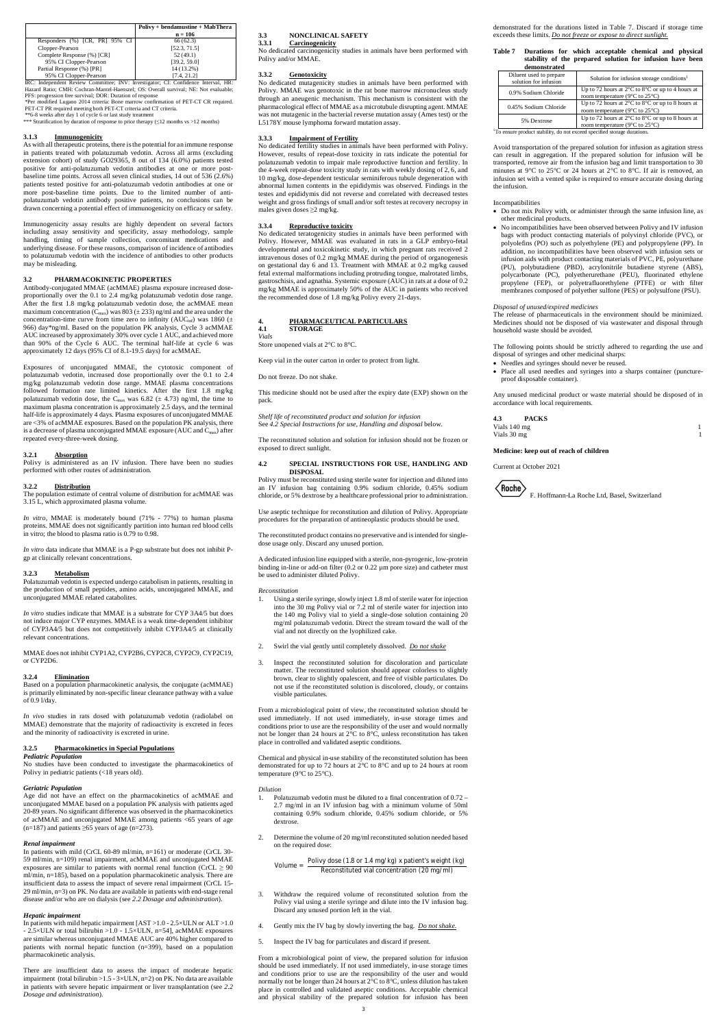| | Polivy + bendamustine + MabThera |
|---|---|
| | n = 106 |
| Responders (%) [CR, PR] 95% CI | 66 (62.3) |
| Clopper-Pearson | [52.3, 71.5] |
| Complete Response (%) [CR] | 52 (49.1) |
| 95% CI Clopper-Pearson | [39.2, 59.0] |
| Partial Response (%) [PR] | 14 (13.2%) |
| 95% CI Clopper-Pearson | [7.4, 21.2] |

IRC: Independent Review Committee; INV: Investigator; CI: Confidence Interval, HR: Hazard Ratio; CMH: Cochran-Mantel-Haenszel; OS: Overall survival; NE: Not evaluable; PFS: progression free survival; DOR: Duration of response

*Per modified Lugano 2014 criteria: Bone marrow confirmation of PET-CT CR required. PET-CT PR required meeting both PET-CT criteria and CT criteria.

**6-8 weeks after day 1 of cycle 6 or last study treatment

*** Stratification by duration of response to prior therapy (≤12 months vs >12 months)

### 3.1.3 Immunogenicity

As with all therapeutic proteins, there is the potential for an immune response in patients treated with polatuzumab vedotin. Across all arms (excluding extension cohort) of study GO29365, 8 out of 134 (6.0%) patients tested positive for anti-polatuzumab vedotin antibodies at one or more post-baseline time points. Across all seven clinical studies, 14 out of 536 (2.6%) patients tested positive for anti-polatuzumab vedotin antibodies at one or more post-baseline time points. Due to the limited number of anti-polatuzumab vedotin antibody positive patients, no conclusions can be drawn concerning a potential effect of immunogenicity on efficacy or safety.

Immunogenicity assay results are highly dependent on several factors including assay sensitivity and specificity, assay methodology, sample handling, timing of sample collection, concomitant medications and underlying disease. For these reasons, comparison of incidence of antibodies to polatuzumab vedotin with the incidence of antibodies to other products may be misleading.

## 3.2 PHARMACOKINETIC PROPERTIES

Antibody-conjugated MMAE (acMMAE) plasma exposure increased dose-proportionally over the 0.1 to 2.4 mg/kg polatuzumab vedotin dose range. After the first 1.8 mg/kg polatuzumab vedotin dose, the acMMAE mean maximum concentration ($C_{max}$) was 803 (± 233) ng/ml and the area under the concentration-time curve from time zero to infinity ($AUC_{inf}$) was 1860 (± 966) day*ng/ml. Based on the population PK analysis, Cycle 3 acMMAE AUC increased by approximately 30% over cycle 1 AUC, and achieved more than 90% of the Cycle 6 AUC. The terminal half-life at cycle 6 was approximately 12 days (95% CI of 8.1-19.5 days) for acMMAE.

Exposures of unconjugated MMAE, the cytotoxic component of polatuzumab vedotin, increased dose proportionally over the 0.1 to 2.4 mg/kg polatuzumab vedotin dose range. MMAE plasma concentrations followed formation rate limited kinetics. After the first 1.8 mg/kg polatuzumab vedotin dose, the $C_{max}$ was 6.82 (± 4.73) ng/ml, the time to maximum plasma concentration is approximately 2.5 days, and the terminal half-life is approximately 4 days. Plasma exposures of unconjugated MMAE are <3% of acMMAE exposures. Based on the population PK analysis, there is a decrease of plasma unconjugated MMAE exposure (AUC and $C_{max}$) after repeated every-three-week dosing.

### 3.2.1 Absorption

Polivy is administered as an IV infusion. There have been no studies performed with other routes of administration.

### 3.2.2 Distribution

The population estimate of central volume of distribution for acMMAE was 3.15 L, which approximated plasma volume.

*In vitro*, MMAE is moderately bound (71% - 77%) to human plasma proteins. MMAE does not significantly partition into human red blood cells in vitro; the blood to plasma ratio is 0.79 to 0.98.

*In vitro* data indicate that MMAE is a P-gp substrate but does not inhibit P-gp at clinically relevant concentrations.

### 3.2.3 Metabolism

Polatuzumab vedotin is expected undergo catabolism in patients, resulting in the production of small peptides, amino acids, unconjugated MMAE, and unconjugated MMAE related catabolites.

*In vitro* studies indicate that MMAE is a substrate for CYP 3A4/5 but does not induce major CYP enzymes. MMAE is a weak time-dependent inhibitor of CYP3A4/5 but does not competitively inhibit CYP3A4/5 at clinically relevant concentrations.

MMAE does not inhibit CYP1A2, CYP2B6, CYP2C8, CYP2C9, CYP2C19, or CYP2D6.

### 3.2.4 Elimination

Based on a population pharmacokinetic analysis, the conjugate (acMMAE) is primarily eliminated by non-specific linear clearance pathway with a value of 0.9 l/day.

*In vivo* studies in rats dosed with polatuzumab vedotin (radiolabel on MMAE) demonstrate that the majority of radioactivity is excreted in feces and the minority of radioactivity is excreted in urine.

### 3.2.5 Pharmacokinetics in Special Populations

*Pediatric Population*

No studies have been conducted to investigate the pharmacokinetics of Polivy in pediatric patients (<18 years old).

*Geriatric Population*

Age did not have an effect on the pharmacokinetics of acMMAE and unconjugated MMAE based on a population PK analysis with patients aged 20-89 years. No significant difference was observed in the pharmacokinetics of acMMAE and unconjugated MMAE among patients <65 years of age (n=187) and patients ≥65 years of age (n=273).

*Renal impairment*

In patients with mild (CrCL 60-89 ml/min, n=161) or moderate (CrCL 30-59 ml/min, n=109) renal impairment, acMMAE and unconjugated MMAE exposures are similar to patients with normal renal function (CrCL ≥ 90 ml/min, n=185), based on a population pharmacokinetic analysis. There are insufficient data to assess the impact of severe renal impairment (CrCL 15-29 ml/min, n=3) on PK. No data are available in patients with end-stage renal disease and/or who are on dialysis (see *2.2 Dosage and administration*).

*Hepatic impairment*

In patients with mild hepatic impairment [AST >1.0 - 2.5×ULN or ALT >1.0 - 2.5×ULN or total bilirubin >1.0 - 1.5×ULN, n=54], acMMAE exposures are similar whereas unconjugated MMAE AUC are 40% higher compared to patients with normal hepatic function (n=399), based on a population pharmacokinetic analysis.

There are insufficient data to assess the impact of moderate hepatic impairment (total bilirubin >1.5 - 3×ULN, n=2) on PK. No data are available in patients with severe hepatic impairment or liver transplantation (see *2.2 Dosage and administration*).

## 3.3 NONCLINICAL SAFETY

### 3.3.1 Carcinogenicity

No dedicated carcinogenicity studies in animals have been performed with Polivy and/or MMAE.

### 3.3.2 Genotoxicity

No dedicated mutagenicity studies in animals have been performed with Polivy. MMAE was genotoxic in the rat bone marrow micronucleus study through an aneugenic mechanism. This mechanism is consistent with the pharmacological effect of MMAE as a microtubule disrupting agent. MMAE was not mutagenic in the bacterial reverse mutation assay (Ames test) or the L5178Y mouse lymphoma forward mutation assay.

### 3.3.3 Impairment of Fertility

No dedicated fertility studies in animals have been performed with Polivy. However, results of repeat-dose toxicity in rats indicate the potential for polatuzumab vedotin to impair male reproductive function and fertility. In the 4-week repeat-dose toxicity study in rats with weekly dosing of 2, 6, and 10 mg/kg, dose-dependent testicular seminiferous tubule degeneration with abnormal lumen contents in the epididymis was observed. Findings in the testes and epididymis did not reverse and correlated with decreased testes weight and gross findings of small and/or soft testes at recovery necropsy in males given doses ≥2 mg/kg.

### 3.3.4 Reproductive toxicity

No dedicated teratogenicity studies in animals have been performed with Polivy. However, MMAE was evaluated in rats in a GLP embryo-fetal developmental and toxicokinetic study, in which pregnant rats received 2 intravenous doses of 0.2 mg/kg MMAE during the period of organogenesis on gestational day 6 and 13. Treatment with MMAE at 0.2 mg/kg caused fetal external malformations including protruding tongue, malrotated limbs, gastroschisis, and agnathia. Systemic exposure (AUC) in rats at a dose of 0.2 mg/kg MMAE is approximately 50% of the AUC in patients who received the recommended dose of 1.8 mg/kg Polivy every 21-days.

# 4. PHARMACEUTICAL PARTICULARS

## 4.1 STORAGE

*Vials*

Store unopened vials at 2°C to 8°C.

Keep vial in the outer carton in order to protect from light.

Do not freeze. Do not shake.

This medicine should not be used after the expiry date (EXP) shown on the pack.

*Shelf life of reconstituted product and solution for infusion*

See *4.2 Special Instructions for use, Handling and disposal* below.

The reconstituted solution and solution for infusion should not be frozen or exposed to direct sunlight.

## 4.2 SPECIAL INSTRUCTIONS FOR USE, HANDLING AND DISPOSAL

Polivy must be reconstituted using sterile water for injection and diluted into an IV infusion bag containing 0.9% sodium chloride, 0.45% sodium chloride, or 5% dextrose by a healthcare professional prior to administration.

Use aseptic technique for reconstitution and dilution of Polivy. Appropriate procedures for the preparation of antineoplastic products should be used.

The reconstituted product contains no preservative and is intended for single-dose usage only. Discard any unused portion.

A dedicated infusion line equipped with a sterile, non-pyrogenic, low-protein binding in-line or add-on filter (0.2 or 0.22 µm pore size) and catheter must be used to administer diluted Polivy.

*Reconstitution*

1. Using a sterile syringe, slowly inject 1.8 ml of sterile water for injection into the 30 mg Polivy vial or 7.2 ml of sterile water for injection into the 140 mg Polivy vial to yield a single-dose solution containing 20 mg/ml polatuzumab vedotin. Direct the stream toward the wall of the vial and not directly on the lyophilized cake.
2. Swirl the vial gently until completely dissolved. *Do not shake*
3. Inspect the reconstituted solution for discoloration and particulate matter. The reconstituted solution should appear colorless to slightly brown, clear to slightly opalescent, and free of visible particulates. Do not use if the reconstituted solution is discolored, cloudy, or contains visible particulates.

From a microbiological point of view, the reconstituted solution should be used immediately. If not used immediately, in-use storage times and conditions prior to use are the responsibility of the user and would normally not be longer than 24 hours at 2°C to 8°C, unless reconstitution has taken place in controlled and validated aseptic conditions.

Chemical and physical in-use stability of the reconstituted solution has been demonstrated for up to 72 hours at 2°C to 8°C and up to 24 hours at room temperature (9°C to 25°C).

*Dilution*

1. Polatuzumab vedotin must be diluted to a final concentration of 0.72 – 2.7 mg/ml in an IV infusion bag with a minimum volume of 50ml containing 0.9% sodium chloride, 0.45% sodium chloride, or 5% dextrose.
2. Determine the volume of 20 mg/ml reconstituted solution needed based on the required dose:

$$\text{Volume} = \frac{\text{Polivy dose (1.8 or 1.4 mg/kg) x patient's weight (kg)}}{\text{Reconstituted vial concentration (20 mg/ml)}}$$

3. Withdraw the required volume of reconstituted solution from the Polivy vial using a sterile syringe and dilute into the IV infusion bag. Discard any unused portion left in the vial.
4. Gently mix the IV bag by slowly inverting the bag. *Do not shake.*
5. Inspect the IV bag for particulates and discard if present.

From a microbiological point of view, the prepared solution for infusion should be used immediately. If not used immediately, in-use storage times and conditions prior to use are the responsibility of the user and would normally not be longer than 24 hours at 2°C to 8°C, unless dilution has taken place in controlled and validated aseptic conditions. Acceptable chemical and physical stability of the prepared solution for infusion has been demonstrated for the durations listed in Table 7. Discard if storage time exceeds these limits. *Do not freeze or expose to direct sunlight.*

**Table 7 Durations for which acceptable chemical and physical stability of the prepared solution for infusion have been demonstrated**

| Diluent used to prepare solution for infusion | Solution for infusion storage conditions[1] |
|---|---|
| 0.9% Sodium Chloride | Up to 72 hours at 2°C to 8°C or up to 4 hours at room temperature (9°C to 25°C) |
| 0.45% Sodium Chloride | Up to 72 hours at 2°C to 8°C or up to 8 hours at room temperature (9°C to 25°C) |
| 5% Dextrose | Up to 72 hours at 2°C to 8°C or up to 8 hours at room temperature (9°C to 25°C) |

[1]To ensure product stability, do not exceed specified storage durations.

Avoid transportation of the prepared solution for infusion as agitation stress can result in aggregation. If the prepared solution for infusion will be transported, remove air from the infusion bag and limit transportation to 30 minutes at 9°C to 25°C or 24 hours at 2°C to 8°C. If air is removed, an infusion set with a vented spike is required to ensure accurate dosing during the infusion.

Incompatibilities

- Do not mix Polivy with, or administer through the same infusion line, as other medicinal products.
- No incompatibilities have been observed between Polivy and IV infusion bags with product contacting materials of polyvinyl chloride (PVC), or polyolefins (PO) such as polyethylene (PE) and polypropylene (PP). In addition, no incompatibilities have been observed with infusion sets or infusion aids with product contacting materials of PVC, PE, polyurethane (PU), polybutadiene (PBD), acrylonitrile butadiene styrene (ABS), polycarbonate (PC), polyetherurethane (PEU), fluorinated ethylene propylene (FEP), or polyetrafluorethylene (PTFE) or with filter membranes composed of polyether sulfone (PES) or polysulfone (PSU).

*Disposal of unused/expired medicines*

The release of pharmaceuticals in the environment should be minimized. Medicines should not be disposed of via wastewater and disposal through household waste should be avoided.

The following points should be strictly adhered to regarding the use and disposal of syringes and other medicinal sharps:

- Needles and syringes should never be reused.
- Place all used needles and syringes into a sharps container (puncture-proof disposable container).

Any unused medicinal product or waste material should be disposed of in accordance with local requirements.

## 4.3 PACKS

| | |
|---|---|
| Vials 140 mg | 1 |
| Vials 30 mg | 1 |

**Medicine: keep out of reach of children**

Current at October 2021

Roche

F. Hoffmann-La Roche Ltd, Basel, Switzerland